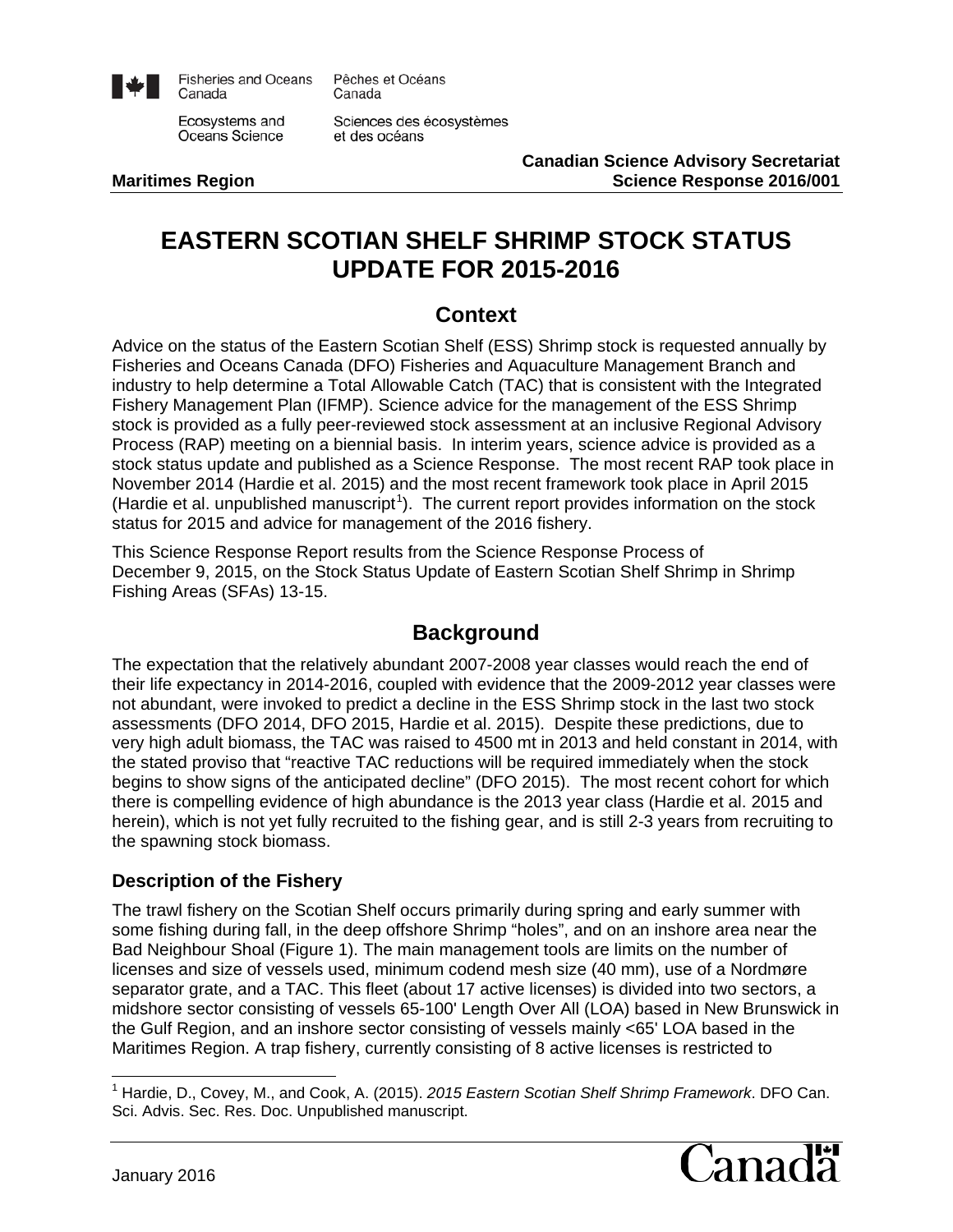Fisheries and Oceans Canada | Pêches et Océans Canada

Ecosystems and Oceans Science | Sciences des écosystèmes et des océans

**Maritimes Region**

**Canadian Science Advisory Secretariat Science Response 2016/001**

# EASTERN SCOTIAN SHELF SHRIMP STOCK STATUS UPDATE FOR 2015-2016

## Context

Advice on the status of the Eastern Scotian Shelf (ESS) Shrimp stock is requested annually by Fisheries and Oceans Canada (DFO) Fisheries and Aquaculture Management Branch and industry to help determine a Total Allowable Catch (TAC) that is consistent with the Integrated Fishery Management Plan (IFMP). Science advice for the management of the ESS Shrimp stock is provided as a fully peer-reviewed stock assessment at an inclusive Regional Advisory Process (RAP) meeting on a biennial basis. In interim years, science advice is provided as a stock status update and published as a Science Response. The most recent RAP took place in November 2014 (Hardie et al. 2015) and the most recent framework took place in April 2015 (Hardie et al. unpublished manuscript[1]). The current report provides information on the stock status for 2015 and advice for management of the 2016 fishery.

This Science Response Report results from the Science Response Process of December 9, 2015, on the Stock Status Update of Eastern Scotian Shelf Shrimp in Shrimp Fishing Areas (SFAs) 13-15.

## Background

The expectation that the relatively abundant 2007-2008 year classes would reach the end of their life expectancy in 2014-2016, coupled with evidence that the 2009-2012 year classes were not abundant, were invoked to predict a decline in the ESS Shrimp stock in the last two stock assessments (DFO 2014, DFO 2015, Hardie et al. 2015). Despite these predictions, due to very high adult biomass, the TAC was raised to 4500 mt in 2013 and held constant in 2014, with the stated proviso that "reactive TAC reductions will be required immediately when the stock begins to show signs of the anticipated decline" (DFO 2015). The most recent cohort for which there is compelling evidence of high abundance is the 2013 year class (Hardie et al. 2015 and herein), which is not yet fully recruited to the fishing gear, and is still 2-3 years from recruiting to the spawning stock biomass.

### Description of the Fishery

The trawl fishery on the Scotian Shelf occurs primarily during spring and early summer with some fishing during fall, in the deep offshore Shrimp "holes", and on an inshore area near the Bad Neighbour Shoal (Figure 1). The main management tools are limits on the number of licenses and size of vessels used, minimum codend mesh size (40 mm), use of a Nordmøre separator grate, and a TAC. This fleet (about 17 active licenses) is divided into two sectors, a midshore sector consisting of vessels 65-100' Length Over All (LOA) based in New Brunswick in the Gulf Region, and an inshore sector consisting of vessels mainly <65' LOA based in the Maritimes Region. A trap fishery, currently consisting of 8 active licenses is restricted to

[1] Hardie, D., Covey, M., and Cook, A. (2015). *2015 Eastern Scotian Shelf Shrimp Framework*. DFO Can. Sci. Advis. Sec. Res. Doc. Unpublished manuscript.

January 2016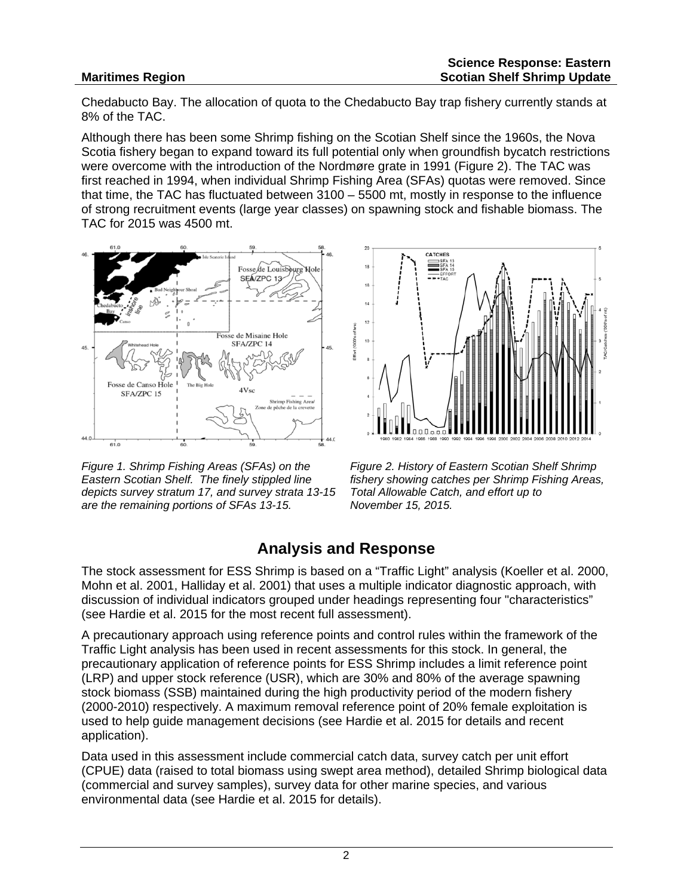Chedabucto Bay. The allocation of quota to the Chedabucto Bay trap fishery currently stands at 8% of the TAC.

Although there has been some Shrimp fishing on the Scotian Shelf since the 1960s, the Nova Scotia fishery began to expand toward its full potential only when groundfish bycatch restrictions were overcome with the introduction of the Nordmøre grate in 1991 (Figure 2). The TAC was first reached in 1994, when individual Shrimp Fishing Area (SFAs) quotas were removed. Since that time, the TAC has fluctuated between 3100 – 5500 mt, mostly in response to the influence of strong recruitment events (large year classes) on spawning stock and fishable biomass. The TAC for 2015 was 4500 mt.

*Figure 1. Shrimp Fishing Areas (SFAs) on the Eastern Scotian Shelf. The finely stippled line depicts survey stratum 17, and survey strata 13-15 are the remaining portions of SFAs 13-15.*

*Figure 2. History of Eastern Scotian Shelf Shrimp fishery showing catches per Shrimp Fishing Areas, Total Allowable Catch, and effort up to November 15, 2015.*

## Analysis and Response

The stock assessment for ESS Shrimp is based on a "Traffic Light" analysis (Koeller et al. 2000, Mohn et al. 2001, Halliday et al. 2001) that uses a multiple indicator diagnostic approach, with discussion of individual indicators grouped under headings representing four "characteristics" (see Hardie et al. 2015 for the most recent full assessment).

A precautionary approach using reference points and control rules within the framework of the Traffic Light analysis has been used in recent assessments for this stock. In general, the precautionary application of reference points for ESS Shrimp includes a limit reference point (LRP) and upper stock reference (USR), which are 30% and 80% of the average spawning stock biomass (SSB) maintained during the high productivity period of the modern fishery (2000-2010) respectively. A maximum removal reference point of 20% female exploitation is used to help guide management decisions (see Hardie et al. 2015 for details and recent application).

Data used in this assessment include commercial catch data, survey catch per unit effort (CPUE) data (raised to total biomass using swept area method), detailed Shrimp biological data (commercial and survey samples), survey data for other marine species, and various environmental data (see Hardie et al. 2015 for details).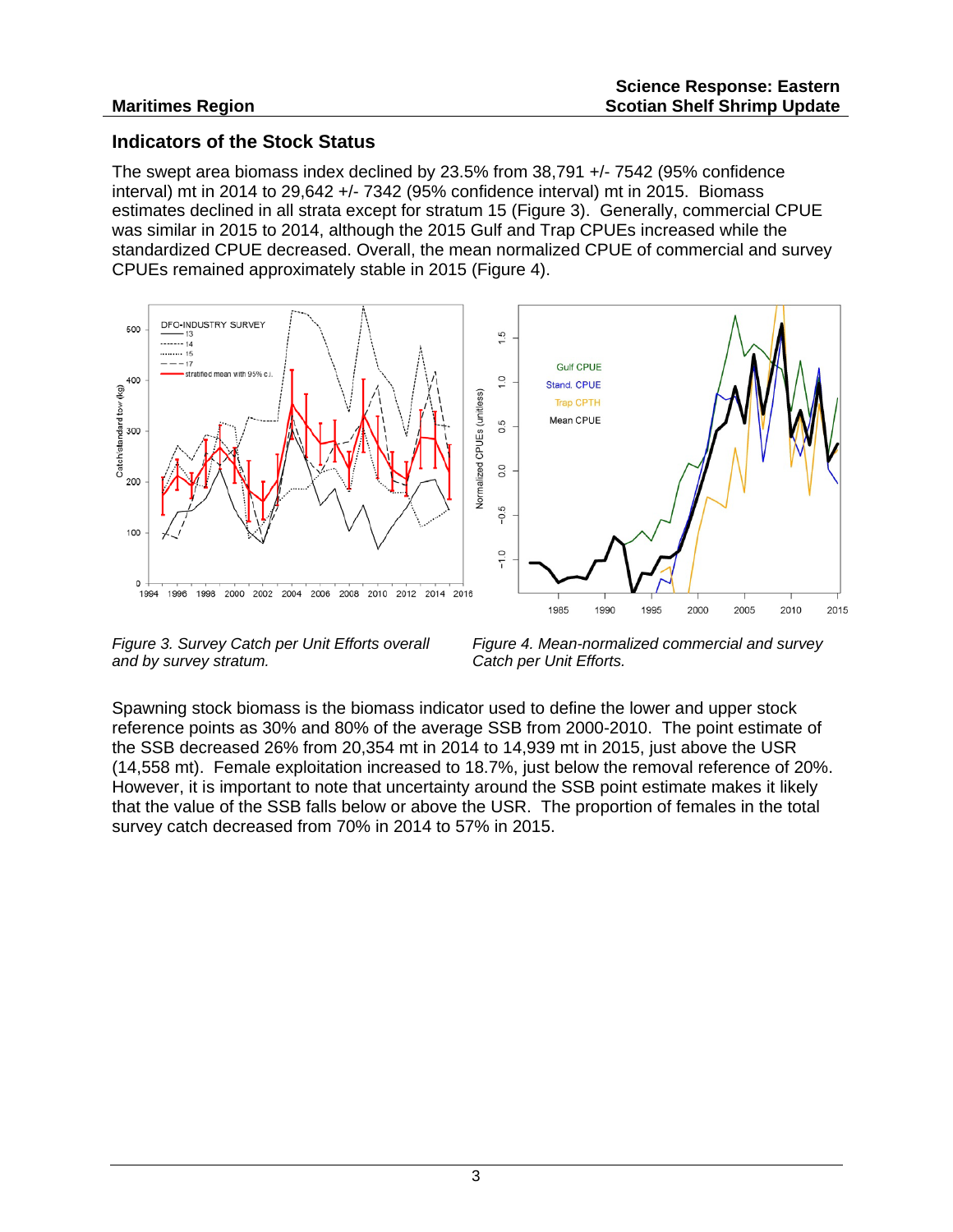## Indicators of the Stock Status

The swept area biomass index declined by 23.5% from 38,791 +/- 7542 (95% confidence interval) mt in 2014 to 29,642 +/- 7342 (95% confidence interval) mt in 2015. Biomass estimates declined in all strata except for stratum 15 (Figure 3). Generally, commercial CPUE was similar in 2015 to 2014, although the 2015 Gulf and Trap CPUEs increased while the standardized CPUE decreased. Overall, the mean normalized CPUE of commercial and survey CPUEs remained approximately stable in 2015 (Figure 4).

*Figure 3. Survey Catch per Unit Efforts overall and by survey stratum.*

*Figure 4. Mean-normalized commercial and survey Catch per Unit Efforts.*

Spawning stock biomass is the biomass indicator used to define the lower and upper stock reference points as 30% and 80% of the average SSB from 2000-2010. The point estimate of the SSB decreased 26% from 20,354 mt in 2014 to 14,939 mt in 2015, just above the USR (14,558 mt). Female exploitation increased to 18.7%, just below the removal reference of 20%. However, it is important to note that uncertainty around the SSB point estimate makes it likely that the value of the SSB falls below or above the USR. The proportion of females in the total survey catch decreased from 70% in 2014 to 57% in 2015.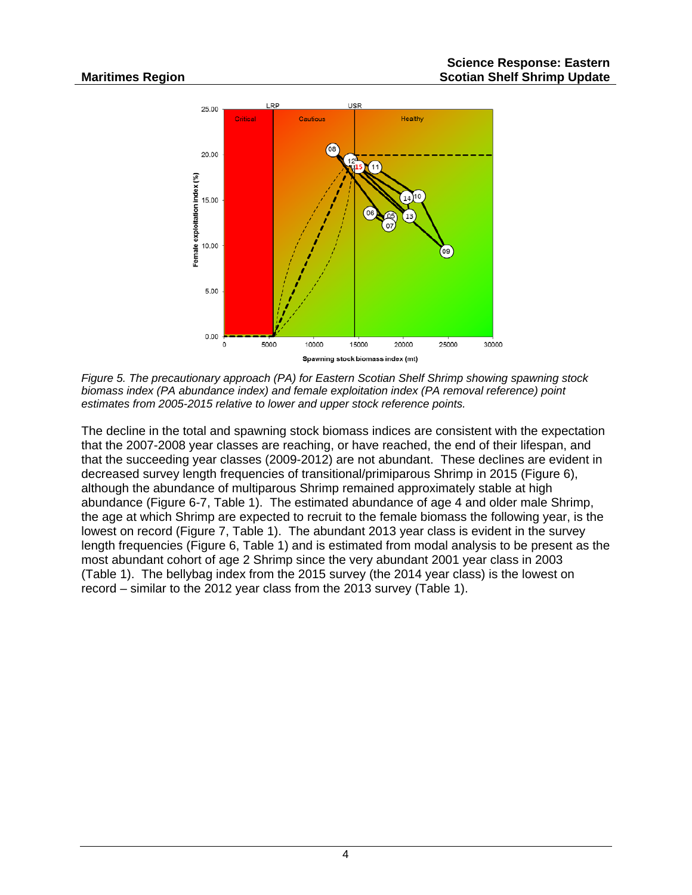*Figure 5. The precautionary approach (PA) for Eastern Scotian Shelf Shrimp showing spawning stock biomass index (PA abundance index) and female exploitation index (PA removal reference) point estimates from 2005-2015 relative to lower and upper stock reference points.*

The decline in the total and spawning stock biomass indices are consistent with the expectation that the 2007-2008 year classes are reaching, or have reached, the end of their lifespan, and that the succeeding year classes (2009-2012) are not abundant. These declines are evident in decreased survey length frequencies of transitional/primiparous Shrimp in 2015 (Figure 6), although the abundance of multiparous Shrimp remained approximately stable at high abundance (Figure 6-7, Table 1). The estimated abundance of age 4 and older male Shrimp, the age at which Shrimp are expected to recruit to the female biomass the following year, is the lowest on record (Figure 7, Table 1). The abundant 2013 year class is evident in the survey length frequencies (Figure 6, Table 1) and is estimated from modal analysis to be present as the most abundant cohort of age 2 Shrimp since the very abundant 2001 year class in 2003 (Table 1). The bellybag index from the 2015 survey (the 2014 year class) is the lowest on record – similar to the 2012 year class from the 2013 survey (Table 1).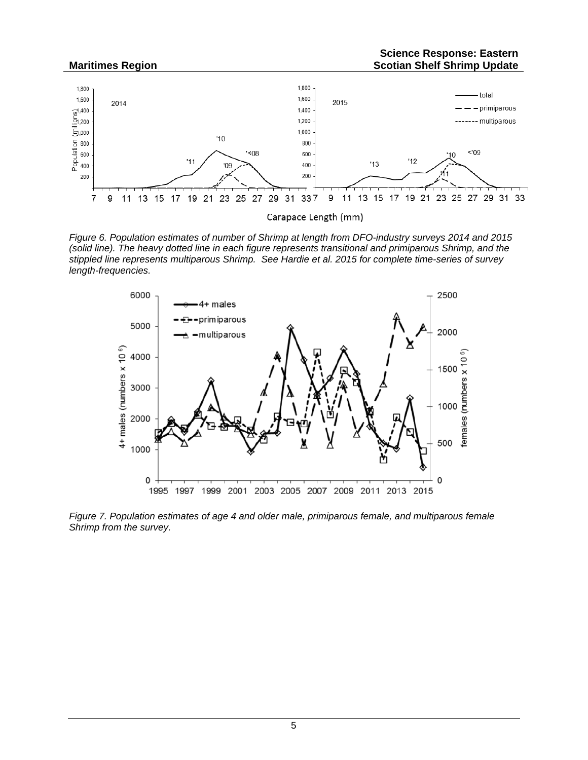*Figure 6. Population estimates of number of Shrimp at length from DFO-industry surveys 2014 and 2015 (solid line). The heavy dotted line in each figure represents transitional and primiparous Shrimp, and the stippled line represents multiparous Shrimp. See Hardie et al. 2015 for complete time-series of survey length-frequencies.*

*Figure 7. Population estimates of age 4 and older male, primiparous female, and multiparous female Shrimp from the survey.*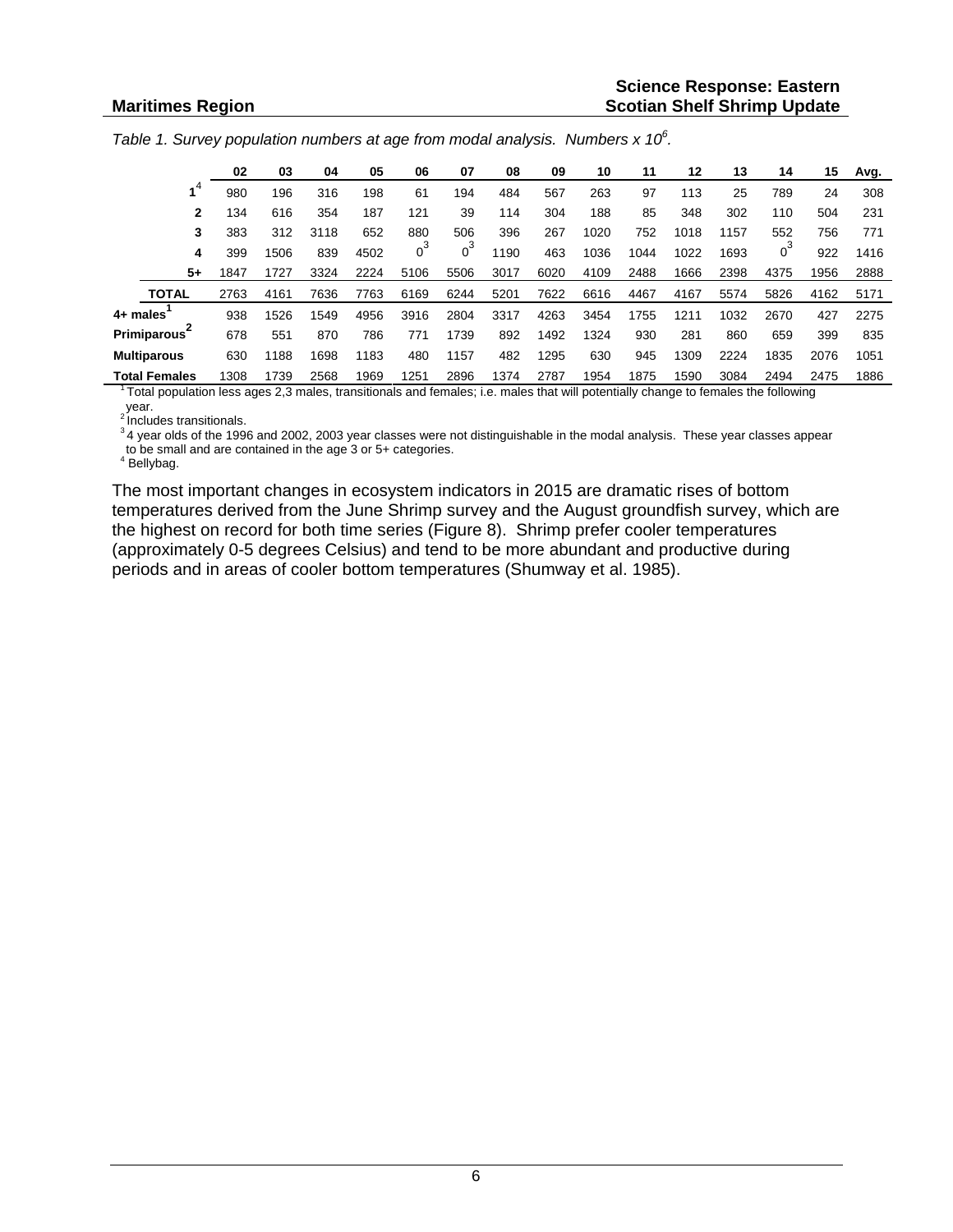*Table 1. Survey population numbers at age from modal analysis. Numbers x $10^6$.*

| | 02 | 03 | 04 | 05 | 06 | 07 | 08 | 09 | 10 | 11 | 12 | 13 | 14 | 15 | Avg. |
|---|---|---|---|---|---|---|---|---|---|---|---|---|---|---|---|
| **1**[4] | 980 | 196 | 316 | 198 | 61 | 194 | 484 | 567 | 263 | 97 | 113 | 25 | 789 | 24 | 308 |
| **2** | 134 | 616 | 354 | 187 | 121 | 39 | 114 | 304 | 188 | 85 | 348 | 302 | 110 | 504 | 231 |
| **3** | 383 | 312 | 3118 | 652 | 880 | 506 | 396 | 267 | 1020 | 752 | 1018 | 1157 | 552 | 756 | 771 |
| **4** | 399 | 1506 | 839 | 4502 | 0[3] | 0[3] | 1190 | 463 | 1036 | 1044 | 1022 | 1693 | 0[3] | 922 | 1416 |
| **5+** | 1847 | 1727 | 3324 | 2224 | 5106 | 5506 | 3017 | 6020 | 4109 | 2488 | 1666 | 2398 | 4375 | 1956 | 2888 |
| **TOTAL** | 2763 | 4161 | 7636 | 7763 | 6169 | 6244 | 5201 | 7622 | 6616 | 4467 | 4167 | 5574 | 5826 | 4162 | 5171 |
| **4+ males**[1] | 938 | 1526 | 1549 | 4956 | 3916 | 2804 | 3317 | 4263 | 3454 | 1755 | 1211 | 1032 | 2670 | 427 | 2275 |
| **Primiparous**[2] | 678 | 551 | 870 | 786 | 771 | 1739 | 892 | 1492 | 1324 | 930 | 281 | 860 | 659 | 399 | 835 |
| **Multiparous** | 630 | 1188 | 1698 | 1183 | 480 | 1157 | 482 | 1295 | 630 | 945 | 1309 | 2224 | 1835 | 2076 | 1051 |
| **Total Females** | 1308 | 1739 | 2568 | 1969 | 1251 | 2896 | 1374 | 2787 | 1954 | 1875 | 1590 | 3084 | 2494 | 2475 | 1886 |

[1] Total population less ages 2,3 males, transitionals and females; i.e. males that will potentially change to females the following year.
[2] Includes transitionals.
[3] 4 year olds of the 1996 and 2002, 2003 year classes were not distinguishable in the modal analysis. These year classes appear to be small and are contained in the age 3 or 5+ categories.
[4] Bellybag.

The most important changes in ecosystem indicators in 2015 are dramatic rises of bottom temperatures derived from the June Shrimp survey and the August groundfish survey, which are the highest on record for both time series (Figure 8). Shrimp prefer cooler temperatures (approximately 0-5 degrees Celsius) and tend to be more abundant and productive during periods and in areas of cooler bottom temperatures (Shumway et al. 1985).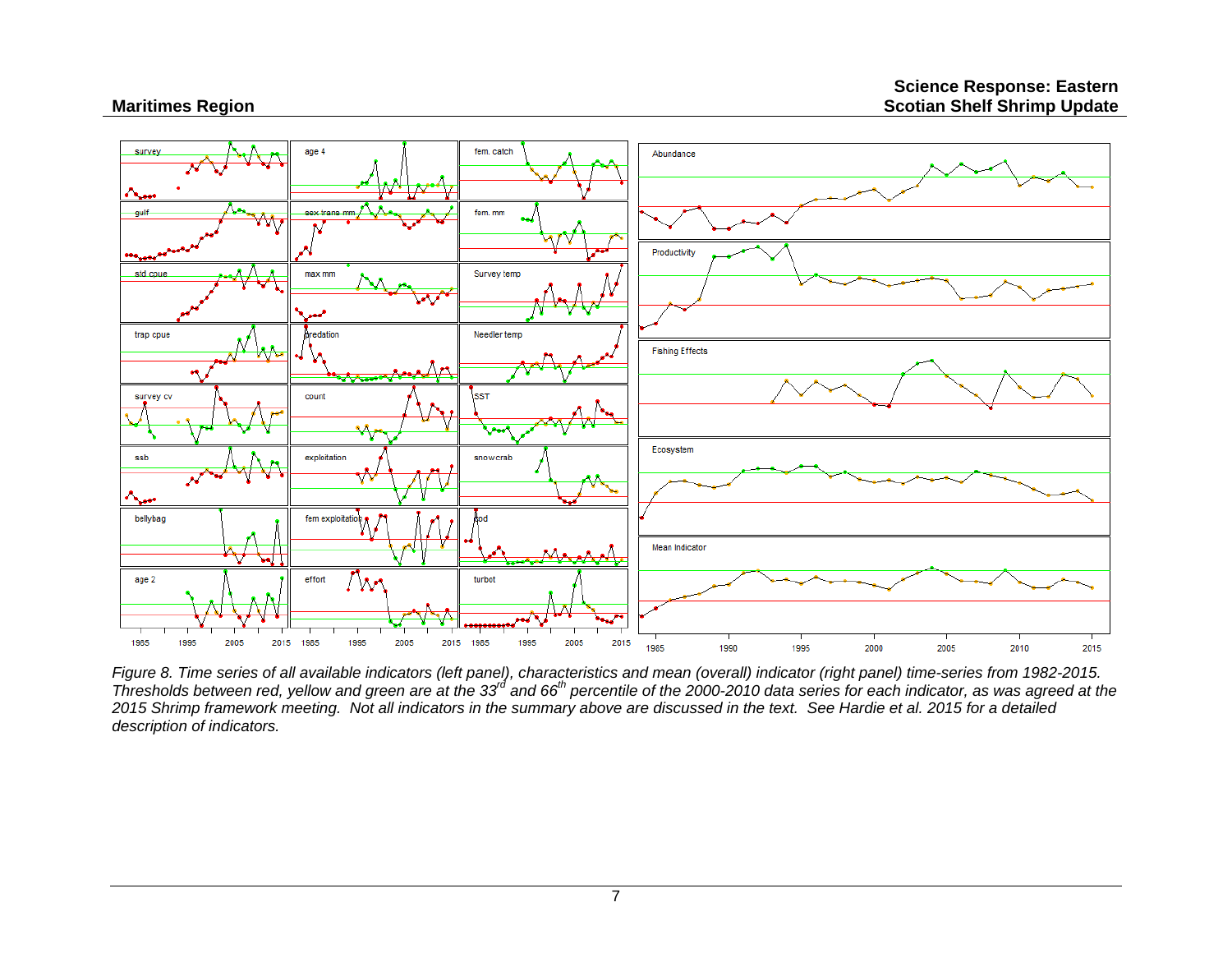*Figure 8. Time series of all available indicators (left panel), characteristics and mean (overall) indicator (right panel) time-series from 1982-2015. Thresholds between red, yellow and green are at the 33rd and 66th percentile of the 2000-2010 data series for each indicator, as was agreed at the 2015 Shrimp framework meeting. Not all indicators in the summary above are discussed in the text. See Hardie et al. 2015 for a detailed description of indicators.*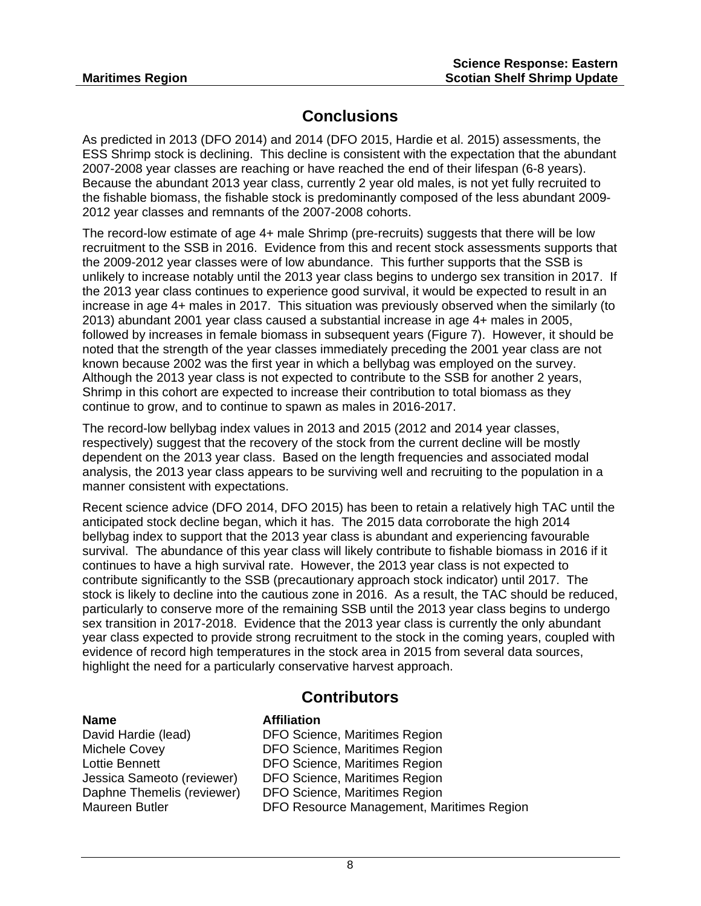## Conclusions

As predicted in 2013 (DFO 2014) and 2014 (DFO 2015, Hardie et al. 2015) assessments, the ESS Shrimp stock is declining. This decline is consistent with the expectation that the abundant 2007-2008 year classes are reaching or have reached the end of their lifespan (6-8 years). Because the abundant 2013 year class, currently 2 year old males, is not yet fully recruited to the fishable biomass, the fishable stock is predominantly composed of the less abundant 2009-2012 year classes and remnants of the 2007-2008 cohorts.

The record-low estimate of age 4+ male Shrimp (pre-recruits) suggests that there will be low recruitment to the SSB in 2016. Evidence from this and recent stock assessments supports that the 2009-2012 year classes were of low abundance. This further supports that the SSB is unlikely to increase notably until the 2013 year class begins to undergo sex transition in 2017. If the 2013 year class continues to experience good survival, it would be expected to result in an increase in age 4+ males in 2017. This situation was previously observed when the similarly (to 2013) abundant 2001 year class caused a substantial increase in age 4+ males in 2005, followed by increases in female biomass in subsequent years (Figure 7). However, it should be noted that the strength of the year classes immediately preceding the 2001 year class are not known because 2002 was the first year in which a bellybag was employed on the survey. Although the 2013 year class is not expected to contribute to the SSB for another 2 years, Shrimp in this cohort are expected to increase their contribution to total biomass as they continue to grow, and to continue to spawn as males in 2016-2017.

The record-low bellybag index values in 2013 and 2015 (2012 and 2014 year classes, respectively) suggest that the recovery of the stock from the current decline will be mostly dependent on the 2013 year class. Based on the length frequencies and associated modal analysis, the 2013 year class appears to be surviving well and recruiting to the population in a manner consistent with expectations.

Recent science advice (DFO 2014, DFO 2015) has been to retain a relatively high TAC until the anticipated stock decline began, which it has. The 2015 data corroborate the high 2014 bellybag index to support that the 2013 year class is abundant and experiencing favourable survival. The abundance of this year class will likely contribute to fishable biomass in 2016 if it continues to have a high survival rate. However, the 2013 year class is not expected to contribute significantly to the SSB (precautionary approach stock indicator) until 2017. The stock is likely to decline into the cautious zone in 2016. As a result, the TAC should be reduced, particularly to conserve more of the remaining SSB until the 2013 year class begins to undergo sex transition in 2017-2018. Evidence that the 2013 year class is currently the only abundant year class expected to provide strong recruitment to the stock in the coming years, coupled with evidence of record high temperatures in the stock area in 2015 from several data sources, highlight the need for a particularly conservative harvest approach.

## Contributors

| Name | Affiliation |
|---|---|
| David Hardie (lead) | DFO Science, Maritimes Region |
| Michele Covey | DFO Science, Maritimes Region |
| Lottie Bennett | DFO Science, Maritimes Region |
| Jessica Sameoto (reviewer) | DFO Science, Maritimes Region |
| Daphne Themelis (reviewer) | DFO Science, Maritimes Region |
| Maureen Butler | DFO Resource Management, Maritimes Region |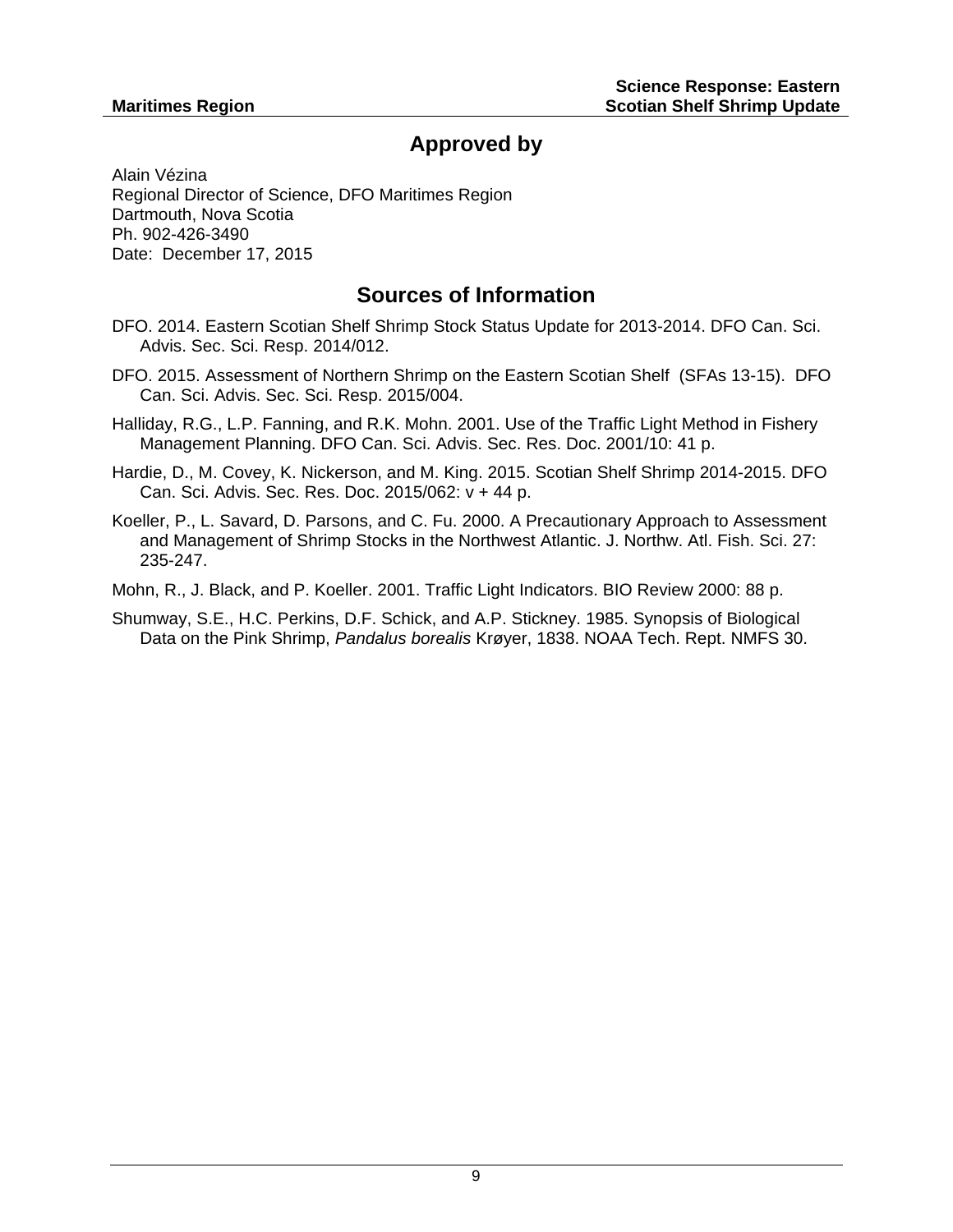## Approved by

Alain Vézina
Regional Director of Science, DFO Maritimes Region
Dartmouth, Nova Scotia
Ph. 902-426-3490
Date: December 17, 2015

## Sources of Information

DFO. 2014. Eastern Scotian Shelf Shrimp Stock Status Update for 2013-2014. DFO Can. Sci. Advis. Sec. Sci. Resp. 2014/012.

DFO. 2015. Assessment of Northern Shrimp on the Eastern Scotian Shelf (SFAs 13-15). DFO Can. Sci. Advis. Sec. Sci. Resp. 2015/004.

Halliday, R.G., L.P. Fanning, and R.K. Mohn. 2001. Use of the Traffic Light Method in Fishery Management Planning. DFO Can. Sci. Advis. Sec. Res. Doc. 2001/10: 41 p.

Hardie, D., M. Covey, K. Nickerson, and M. King. 2015. Scotian Shelf Shrimp 2014-2015. DFO Can. Sci. Advis. Sec. Res. Doc. 2015/062: v + 44 p.

Koeller, P., L. Savard, D. Parsons, and C. Fu. 2000. A Precautionary Approach to Assessment and Management of Shrimp Stocks in the Northwest Atlantic. J. Northw. Atl. Fish. Sci. 27: 235-247.

Mohn, R., J. Black, and P. Koeller. 2001. Traffic Light Indicators. BIO Review 2000: 88 p.

Shumway, S.E., H.C. Perkins, D.F. Schick, and A.P. Stickney. 1985. Synopsis of Biological Data on the Pink Shrimp, *Pandalus borealis* Krøyer, 1838. NOAA Tech. Rept. NMFS 30.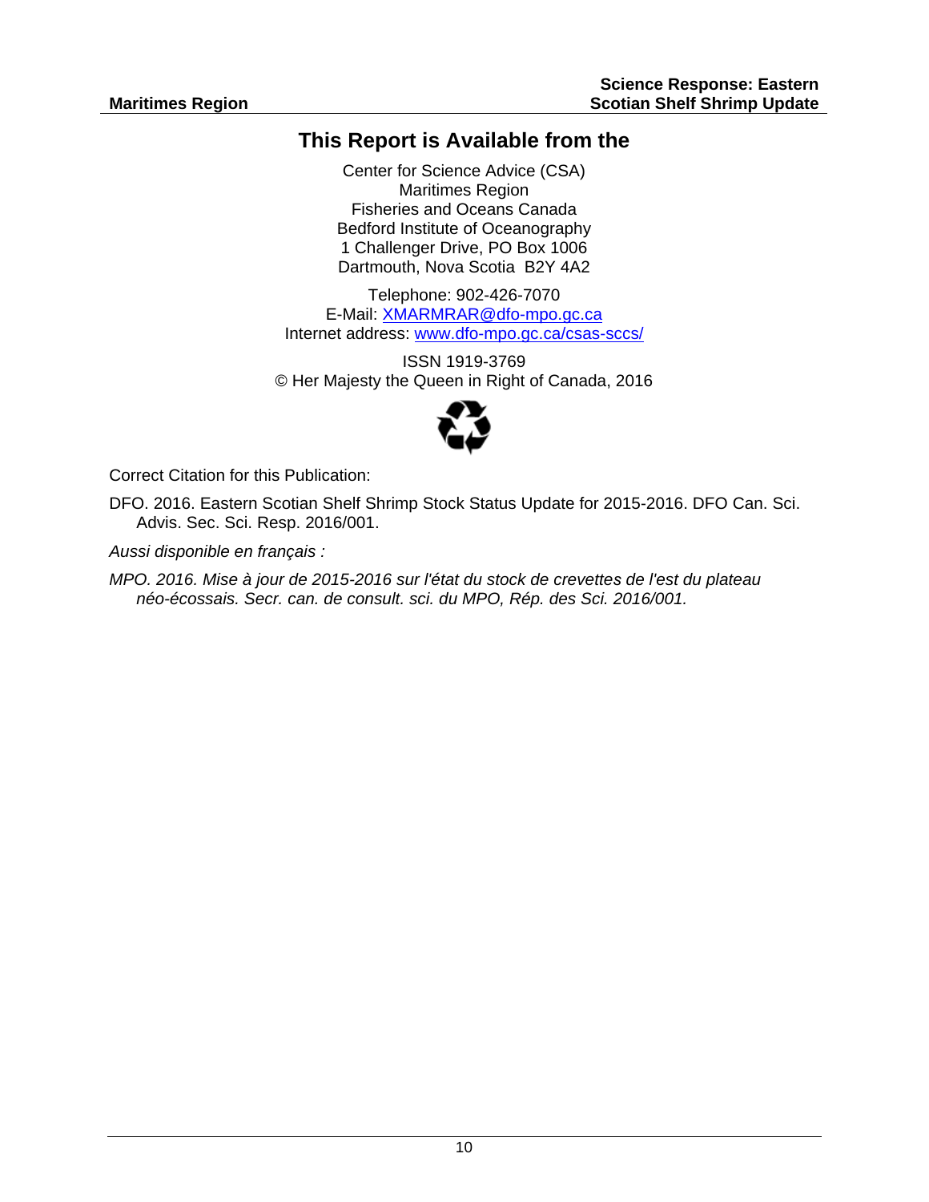## This Report is Available from the

Center for Science Advice (CSA)
Maritimes Region
Fisheries and Oceans Canada
Bedford Institute of Oceanography
1 Challenger Drive, PO Box 1006
Dartmouth, Nova Scotia B2Y 4A2

Telephone: 902-426-7070
E-Mail: XMARMRAR@dfo-mpo.gc.ca
Internet address: www.dfo-mpo.gc.ca/csas-sccs/

ISSN 1919-3769
© Her Majesty the Queen in Right of Canada, 2016

Correct Citation for this Publication:

DFO. 2016. Eastern Scotian Shelf Shrimp Stock Status Update for 2015-2016. DFO Can. Sci. Advis. Sec. Sci. Resp. 2016/001.

*Aussi disponible en français :*

*MPO. 2016. Mise à jour de 2015-2016 sur l'état du stock de crevettes de l'est du plateau néo-écossais. Secr. can. de consult. sci. du MPO, Rép. des Sci. 2016/001.*